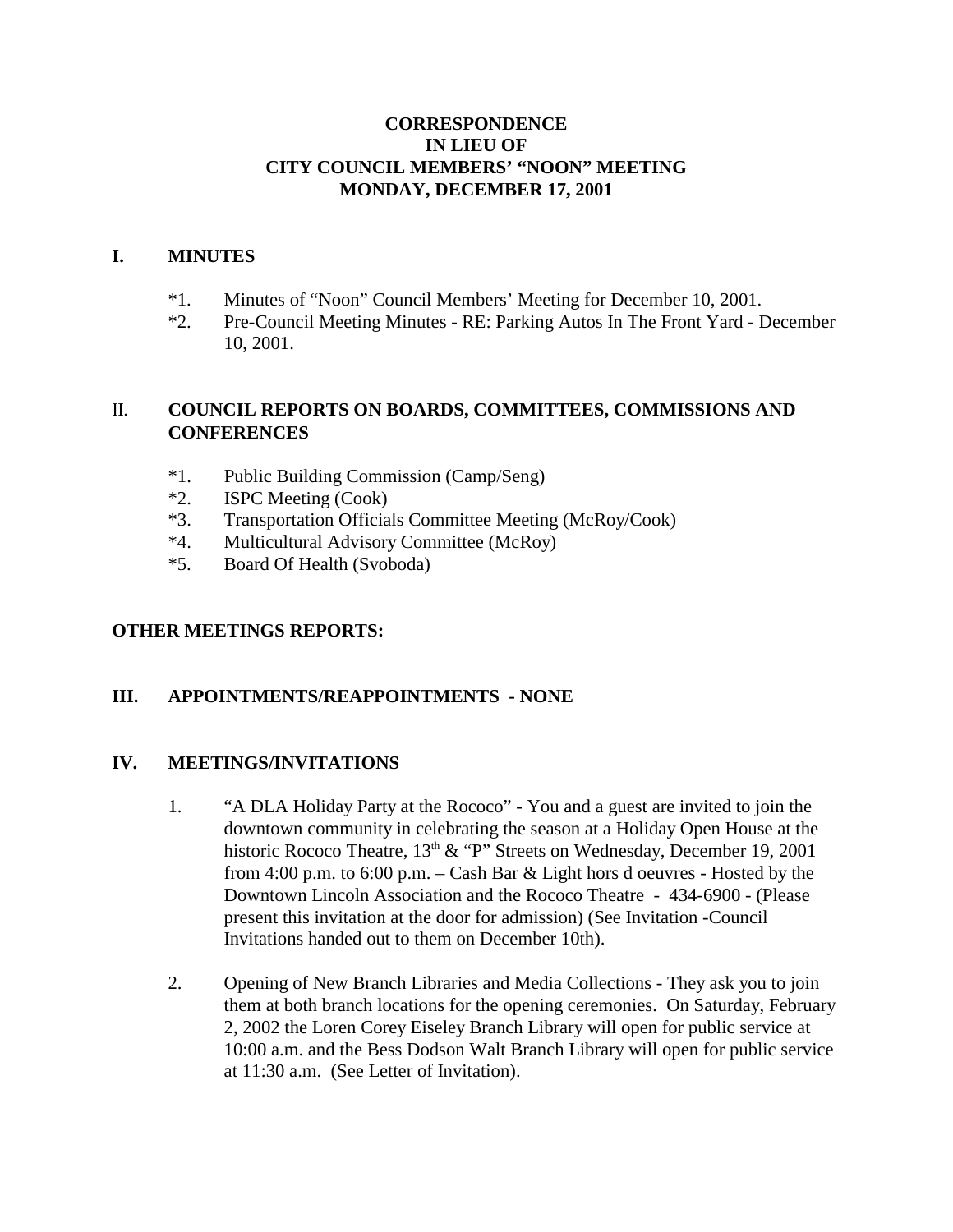# CORRESPONDENCE
# IN LIEU OF
# CITY COUNCIL MEMBERS' "NOON" MEETING
# MONDAY, DECEMBER 17, 2001

## I. MINUTES

*1. Minutes of "Noon" Council Members' Meeting for December 10, 2001.

*2. Pre-Council Meeting Minutes - RE: Parking Autos In The Front Yard - December 10, 2001.

## II. COUNCIL REPORTS ON BOARDS, COMMITTEES, COMMISSIONS AND CONFERENCES

*1. Public Building Commission (Camp/Seng)

*2. ISPC Meeting (Cook)

*3. Transportation Officials Committee Meeting (McRoy/Cook)

*4. Multicultural Advisory Committee (McRoy)

*5. Board Of Health (Svoboda)

## OTHER MEETINGS REPORTS:

## III. APPOINTMENTS/REAPPOINTMENTS - NONE

## IV. MEETINGS/INVITATIONS

1. "A DLA Holiday Party at the Rococo" - You and a guest are invited to join the downtown community in celebrating the season at a Holiday Open House at the historic Rococo Theatre, 13th & "P" Streets on Wednesday, December 19, 2001 from 4:00 p.m. to 6:00 p.m. – Cash Bar & Light hors d oeuvres - Hosted by the Downtown Lincoln Association and the Rococo Theatre - 434-6900 - (Please present this invitation at the door for admission) (See Invitation -Council Invitations handed out to them on December 10th).

2. Opening of New Branch Libraries and Media Collections - They ask you to join them at both branch locations for the opening ceremonies. On Saturday, February 2, 2002 the Loren Corey Eiseley Branch Library will open for public service at 10:00 a.m. and the Bess Dodson Walt Branch Library will open for public service at 11:30 a.m. (See Letter of Invitation).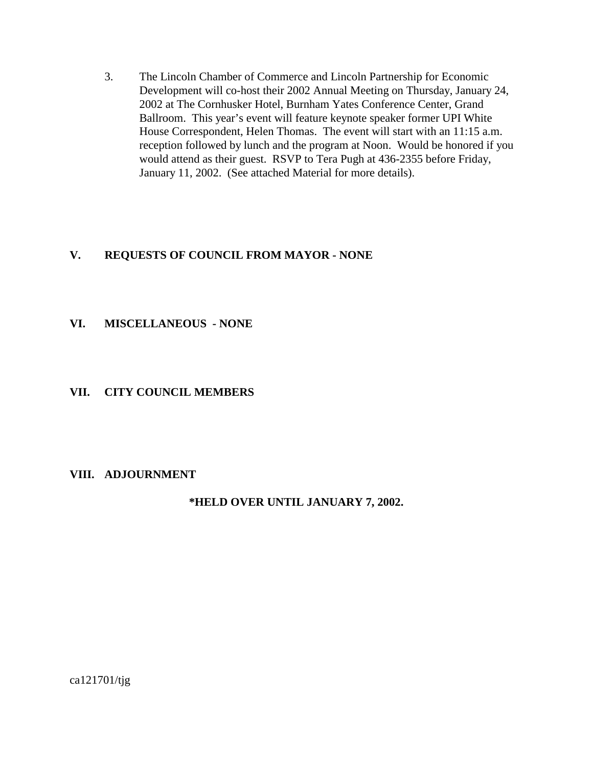3. The Lincoln Chamber of Commerce and Lincoln Partnership for Economic Development will co-host their 2002 Annual Meeting on Thursday, January 24, 2002 at The Cornhusker Hotel, Burnham Yates Conference Center, Grand Ballroom. This year's event will feature keynote speaker former UPI White House Correspondent, Helen Thomas. The event will start with an 11:15 a.m. reception followed by lunch and the program at Noon. Would be honored if you would attend as their guest. RSVP to Tera Pugh at 436-2355 before Friday, January 11, 2002. (See attached Material for more details).

## V. REQUESTS OF COUNCIL FROM MAYOR - NONE

## VI. MISCELLANEOUS - NONE

## VII. CITY COUNCIL MEMBERS

## VIII. ADJOURNMENT

**\*HELD OVER UNTIL JANUARY 7, 2002.**

ca121701/tjg